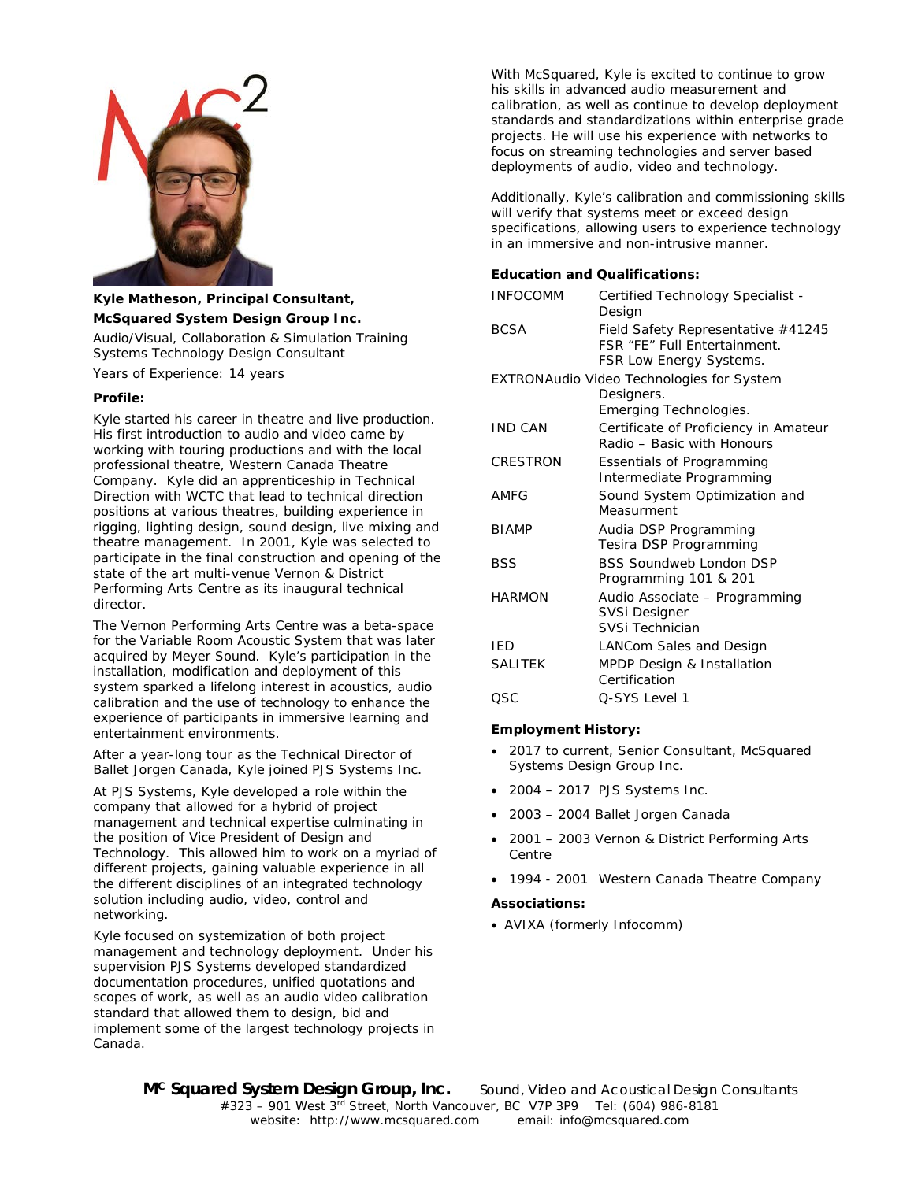**Kyle Matheson, Principal Consultant,**
**McSquared System Design Group Inc.**

Audio/Visual, Collaboration & Simulation Training Systems Technology Design Consultant

Years of Experience: 14 years

**Profile:**

Kyle started his career in theatre and live production. His first introduction to audio and video came by working with touring productions and with the local professional theatre, Western Canada Theatre Company. Kyle did an apprenticeship in Technical Direction with WCTC that lead to technical direction positions at various theatres, building experience in rigging, lighting design, sound design, live mixing and theatre management. In 2001, Kyle was selected to participate in the final construction and opening of the state of the art multi-venue Vernon & District Performing Arts Centre as its inaugural technical director.

The Vernon Performing Arts Centre was a beta-space for the Variable Room Acoustic System that was later acquired by Meyer Sound. Kyle's participation in the installation, modification and deployment of this system sparked a lifelong interest in acoustics, audio calibration and the use of technology to enhance the experience of participants in immersive learning and entertainment environments.

After a year-long tour as the Technical Director of Ballet Jorgen Canada, Kyle joined PJS Systems Inc.

At PJS Systems, Kyle developed a role within the company that allowed for a hybrid of project management and technical expertise culminating in the position of Vice President of Design and Technology. This allowed him to work on a myriad of different projects, gaining valuable experience in all the different disciplines of an integrated technology solution including audio, video, control and networking.

Kyle focused on systemization of both project management and technology deployment. Under his supervision PJS Systems developed standardized documentation procedures, unified quotations and scopes of work, as well as an audio video calibration standard that allowed them to design, bid and implement some of the largest technology projects in Canada.

With McSquared, Kyle is excited to continue to grow his skills in advanced audio measurement and calibration, as well as continue to develop deployment standards and standardizations within enterprise grade projects. He will use his experience with networks to focus on streaming technologies and server based deployments of audio, video and technology.

Additionally, Kyle's calibration and commissioning skills will verify that systems meet or exceed design specifications, allowing users to experience technology in an immersive and non-intrusive manner.

**Education and Qualifications:**

| | |
|---|---|
| INFOCOMM | Certified Technology Specialist - Design |
| BCSA | Field Safety Representative #41245<br>FSR "FE" Full Entertainment.<br>FSR Low Energy Systems. |
| EXTRON | Audio Video Technologies for System Designers.<br>Emerging Technologies. |
| IND CAN | Certificate of Proficiency in Amateur Radio – Basic with Honours |
| CRESTRON | Essentials of Programming<br>Intermediate Programming |
| AMFG | Sound System Optimization and Measurment |
| BIAMP | Audia DSP Programming<br>Tesira DSP Programming |
| BSS | BSS Soundweb London DSP Programming 101 & 201 |
| HARMON | Audio Associate – Programming<br>SVSi Designer<br>SVSi Technician |
| IED | LANCom Sales and Design |
| SALITEK | MPDP Design & Installation Certification |
| QSC | Q-SYS Level 1 |

**Employment History:**

- 2017 to current, Senior Consultant, McSquared Systems Design Group Inc.
- 2004 – 2017 PJS Systems Inc.
- 2003 – 2004 Ballet Jorgen Canada
- 2001 – 2003 Vernon & District Performing Arts Centre
- 1994 - 2001 Western Canada Theatre Company

**Associations:**

- AVIXA (formerly Infocomm)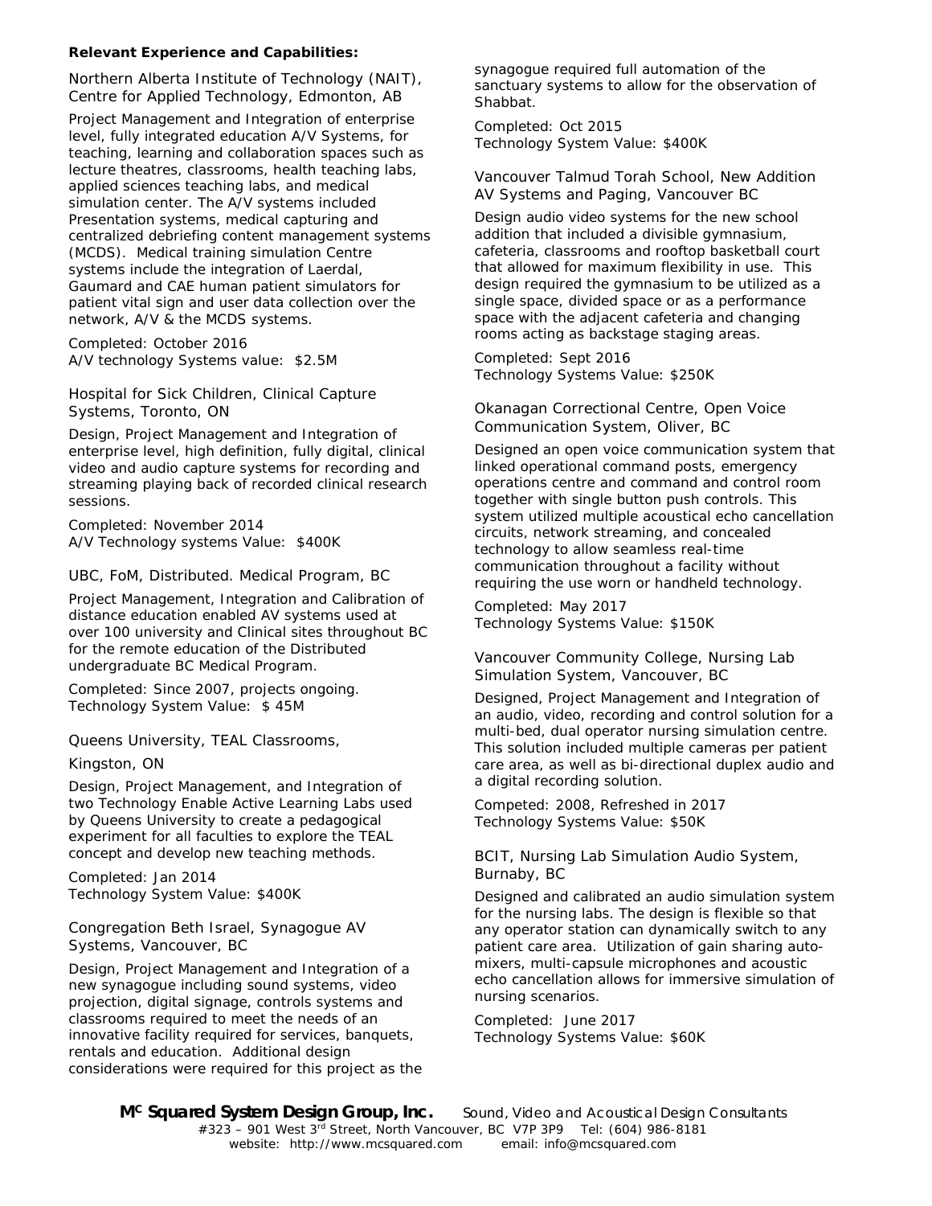**Relevant Experience and Capabilities:**

Northern Alberta Institute of Technology (NAIT), Centre for Applied Technology, Edmonton, AB

Project Management and Integration of enterprise level, fully integrated education A/V Systems, for teaching, learning and collaboration spaces such as lecture theatres, classrooms, health teaching labs, applied sciences teaching labs, and medical simulation center. The A/V systems included Presentation systems, medical capturing and centralized debriefing content management systems (MCDS). Medical training simulation Centre systems include the integration of Laerdal, Gaumard and CAE human patient simulators for patient vital sign and user data collection over the network, A/V & the MCDS systems.

Completed: October 2016
A/V technology Systems value: $2.5M

Hospital for Sick Children, Clinical Capture Systems, Toronto, ON

Design, Project Management and Integration of enterprise level, high definition, fully digital, clinical video and audio capture systems for recording and streaming playing back of recorded clinical research sessions.

Completed: November 2014
A/V Technology systems Value: $400K

UBC, FoM, Distributed. Medical Program, BC

Project Management, Integration and Calibration of distance education enabled AV systems used at over 100 university and Clinical sites throughout BC for the remote education of the Distributed undergraduate BC Medical Program.

Completed: Since 2007, projects ongoing.
Technology System Value: $ 45M

Queens University, TEAL Classrooms,

Kingston, ON

Design, Project Management, and Integration of two Technology Enable Active Learning Labs used by Queens University to create a pedagogical experiment for all faculties to explore the TEAL concept and develop new teaching methods.

Completed: Jan 2014
Technology System Value: $400K

Congregation Beth Israel, Synagogue AV Systems, Vancouver, BC

Design, Project Management and Integration of a new synagogue including sound systems, video projection, digital signage, controls systems and classrooms required to meet the needs of an innovative facility required for services, banquets, rentals and education. Additional design considerations were required for this project as the synagogue required full automation of the sanctuary systems to allow for the observation of Shabbat.

Completed: Oct 2015
Technology System Value: $400K

Vancouver Talmud Torah School, New Addition AV Systems and Paging, Vancouver BC

Design audio video systems for the new school addition that included a divisible gymnasium, cafeteria, classrooms and rooftop basketball court that allowed for maximum flexibility in use. This design required the gymnasium to be utilized as a single space, divided space or as a performance space with the adjacent cafeteria and changing rooms acting as backstage staging areas.

Completed: Sept 2016
Technology Systems Value: $250K

Okanagan Correctional Centre, Open Voice Communication System, Oliver, BC

Designed an open voice communication system that linked operational command posts, emergency operations centre and command and control room together with single button push controls. This system utilized multiple acoustical echo cancellation circuits, network streaming, and concealed technology to allow seamless real-time communication throughout a facility without requiring the use worn or handheld technology.

Completed: May 2017
Technology Systems Value: $150K

Vancouver Community College, Nursing Lab Simulation System, Vancouver, BC

Designed, Project Management and Integration of an audio, video, recording and control solution for a multi-bed, dual operator nursing simulation centre. This solution included multiple cameras per patient care area, as well as bi-directional duplex audio and a digital recording solution.

Competed: 2008, Refreshed in 2017
Technology Systems Value: $50K

BCIT, Nursing Lab Simulation Audio System, Burnaby, BC

Designed and calibrated an audio simulation system for the nursing labs. The design is flexible so that any operator station can dynamically switch to any patient care area. Utilization of gain sharing auto-mixers, multi-capsule microphones and acoustic echo cancellation allows for immersive simulation of nursing scenarios.

Completed: June 2017
Technology Systems Value: $60K

**M^C Squared System Design Group, Inc.** *Sound, Video and Acoustical Design Consultants*
#323 – 901 West 3rd Street, North Vancouver, BC V7P 3P9 Tel: (604) 986-8181
website: http://www.mcsquared.com email: info@mcsquared.com